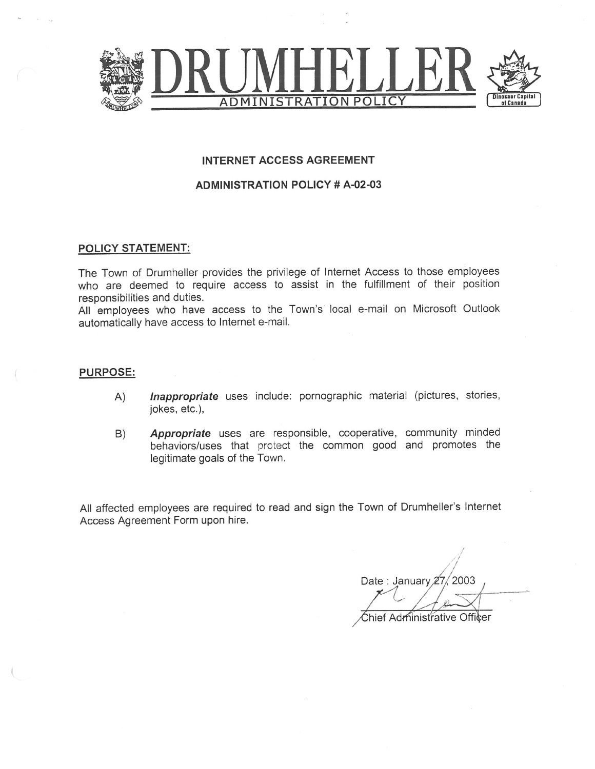# DRUMHELLER

ADMINISTRATION POLICY

Dinosaur Capital of Canada

## INTERNET ACCESS AGREEMENT

## ADMINISTRATION POLICY # A-02-03

### POLICY STATEMENT:

The Town of Drumheller provides the privilege of Internet Access to those employees who are deemed to require access to assist in the fulfillment of their position responsibilities and duties.
All employees who have access to the Town's local e-mail on Microsoft Outlook automatically have access to Internet e-mail.

### PURPOSE:

A) ***Inappropriate*** uses include: pornographic material (pictures, stories, jokes, etc.),

B) ***Appropriate*** uses are responsible, cooperative, community minded behaviors/uses that protect the common good and promotes the legitimate goals of the Town.

All affected employees are required to read and sign the Town of Drumheller's Internet Access Agreement Form upon hire.

Date : January 27, 2003

Chief Administrative Officer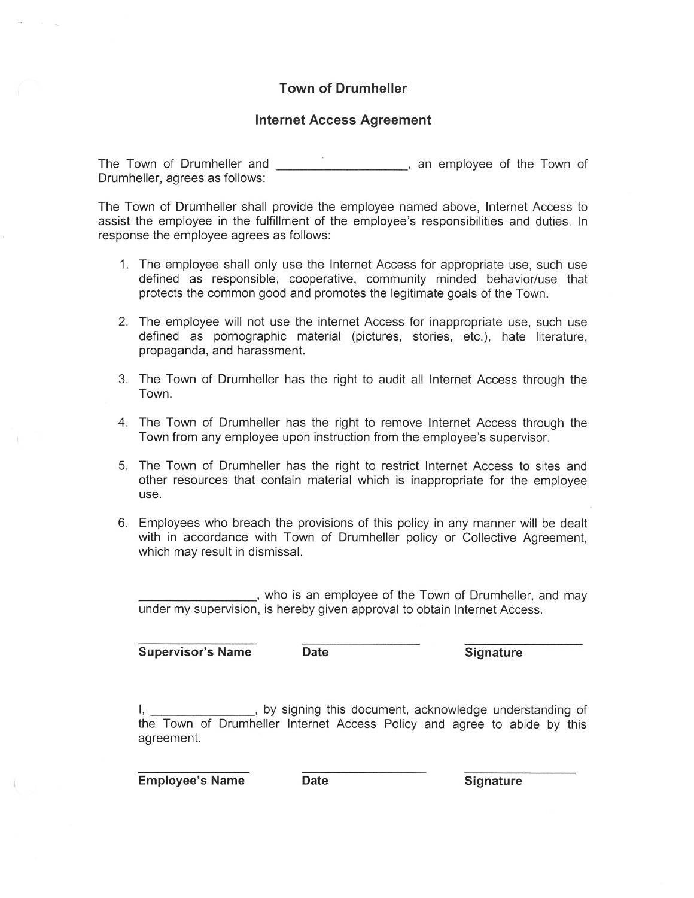# Town of Drumheller

## Internet Access Agreement

The Town of Drumheller and ___________________, an employee of the Town of Drumheller, agrees as follows:

The Town of Drumheller shall provide the employee named above, Internet Access to assist the employee in the fulfillment of the employee's responsibilities and duties. In response the employee agrees as follows:

1. The employee shall only use the Internet Access for appropriate use, such use defined as responsible, cooperative, community minded behavior/use that protects the common good and promotes the legitimate goals of the Town.

2. The employee will not use the internet Access for inappropriate use, such use defined as pornographic material (pictures, stories, etc.), hate literature, propaganda, and harassment.

3. The Town of Drumheller has the right to audit all Internet Access through the Town.

4. The Town of Drumheller has the right to remove Internet Access through the Town from any employee upon instruction from the employee's supervisor.

5. The Town of Drumheller has the right to restrict Internet Access to sites and other resources that contain material which is inappropriate for the employee use.

6. Employees who breach the provisions of this policy in any manner will be dealt with in accordance with Town of Drumheller policy or Collective Agreement, which may result in dismissal.

_________________, who is an employee of the Town of Drumheller, and may under my supervision, is hereby given approval to obtain Internet Access.

| _________________ | _________________ | _________________ |
|---|---|---|
| **Supervisor's Name** | **Date** | **Signature** |

I, _______________, by signing this document, acknowledge understanding of the Town of Drumheller Internet Access Policy and agree to abide by this agreement.

| _________________ | _________________ | _________________ |
|---|---|---|
| **Employee's Name** | **Date** | **Signature** |